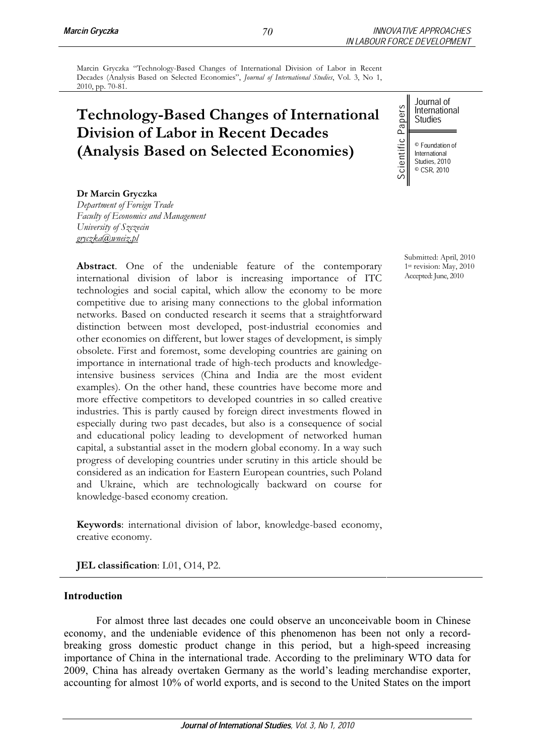Marcin Gryczka "Technology-Based Changes of International Division of Labor in Recent Decades (Analysis Based on Selected Economies", *Journal of International Studies*, Vol. 3, No 1, 2010, pp. 70-81.

# Technology-Based Changes of International Division of Labor in Recent Decades (Analysis Based on Selected Economies)

Scientific Papers

Journal of International Studies

© Foundation of International Studies, 2010
© CSR, 2010

**Dr Marcin Gryczka**
*Department of Foreign Trade*
*Faculty of Economics and Management*
*University of Szczecin*
*gryczka@wneiz.pl*

Submitted: April, 2010
1st revision: May, 2010
Accepted: June, 2010

**Abstract**. One of the undeniable feature of the contemporary international division of labor is increasing importance of ITC technologies and social capital, which allow the economy to be more competitive due to arising many connections to the global information networks. Based on conducted research it seems that a straightforward distinction between most developed, post-industrial economies and other economies on different, but lower stages of development, is simply obsolete. First and foremost, some developing countries are gaining on importance in international trade of high-tech products and knowledge-intensive business services (China and India are the most evident examples). On the other hand, these countries have become more and more effective competitors to developed countries in so called creative industries. This is partly caused by foreign direct investments flowed in especially during two past decades, but also is a consequence of social and educational policy leading to development of networked human capital, a substantial asset in the modern global economy. In a way such progress of developing countries under scrutiny in this article should be considered as an indication for Eastern European countries, such Poland and Ukraine, which are technologically backward on course for knowledge-based economy creation.

**Keywords**: international division of labor, knowledge-based economy, creative economy.

**JEL classification**: L01, O14, P2.

## Introduction

For almost three last decades one could observe an unconceivable boom in Chinese economy, and the undeniable evidence of this phenomenon has been not only a record-breaking gross domestic product change in this period, but a high-speed increasing importance of China in the international trade. According to the preliminary WTO data for 2009, China has already overtaken Germany as the world's leading merchandise exporter, accounting for almost 10% of world exports, and is second to the United States on the import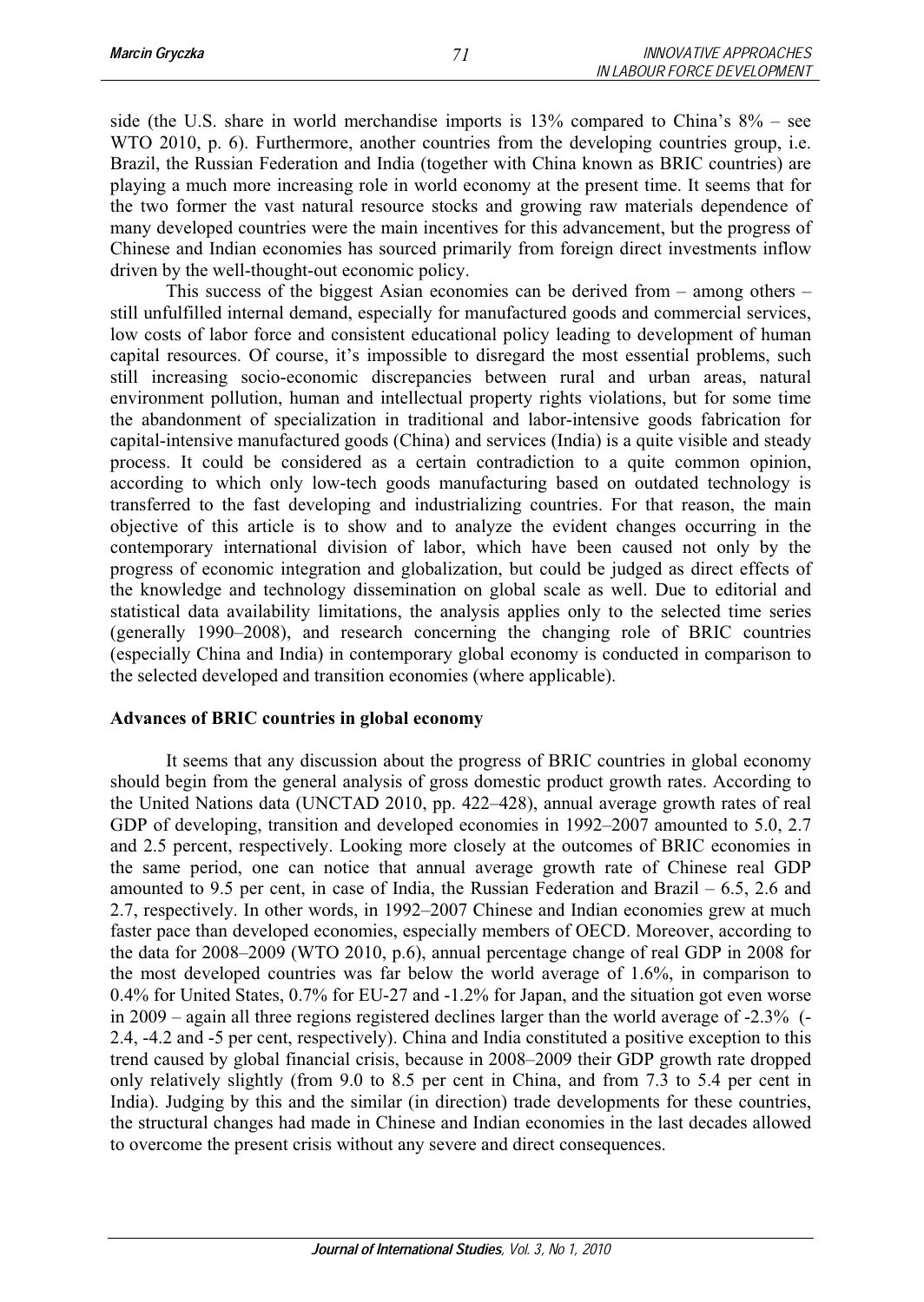side (the U.S. share in world merchandise imports is 13% compared to China's 8% – see WTO 2010, p. 6). Furthermore, another countries from the developing countries group, i.e. Brazil, the Russian Federation and India (together with China known as BRIC countries) are playing a much more increasing role in world economy at the present time. It seems that for the two former the vast natural resource stocks and growing raw materials dependence of many developed countries were the main incentives for this advancement, but the progress of Chinese and Indian economies has sourced primarily from foreign direct investments inflow driven by the well-thought-out economic policy.

This success of the biggest Asian economies can be derived from – among others – still unfulfilled internal demand, especially for manufactured goods and commercial services, low costs of labor force and consistent educational policy leading to development of human capital resources. Of course, it's impossible to disregard the most essential problems, such still increasing socio-economic discrepancies between rural and urban areas, natural environment pollution, human and intellectual property rights violations, but for some time the abandonment of specialization in traditional and labor-intensive goods fabrication for capital-intensive manufactured goods (China) and services (India) is a quite visible and steady process. It could be considered as a certain contradiction to a quite common opinion, according to which only low-tech goods manufacturing based on outdated technology is transferred to the fast developing and industrializing countries. For that reason, the main objective of this article is to show and to analyze the evident changes occurring in the contemporary international division of labor, which have been caused not only by the progress of economic integration and globalization, but could be judged as direct effects of the knowledge and technology dissemination on global scale as well. Due to editorial and statistical data availability limitations, the analysis applies only to the selected time series (generally 1990–2008), and research concerning the changing role of BRIC countries (especially China and India) in contemporary global economy is conducted in comparison to the selected developed and transition economies (where applicable).

## Advances of BRIC countries in global economy

It seems that any discussion about the progress of BRIC countries in global economy should begin from the general analysis of gross domestic product growth rates. According to the United Nations data (UNCTAD 2010, pp. 422–428), annual average growth rates of real GDP of developing, transition and developed economies in 1992–2007 amounted to 5.0, 2.7 and 2.5 percent, respectively. Looking more closely at the outcomes of BRIC economies in the same period, one can notice that annual average growth rate of Chinese real GDP amounted to 9.5 per cent, in case of India, the Russian Federation and Brazil – 6.5, 2.6 and 2.7, respectively. In other words, in 1992–2007 Chinese and Indian economies grew at much faster pace than developed economies, especially members of OECD. Moreover, according to the data for 2008–2009 (WTO 2010, p.6), annual percentage change of real GDP in 2008 for the most developed countries was far below the world average of 1.6%, in comparison to 0.4% for United States, 0.7% for EU-27 and -1.2% for Japan, and the situation got even worse in 2009 – again all three regions registered declines larger than the world average of -2.3% (-2.4, -4.2 and -5 per cent, respectively). China and India constituted a positive exception to this trend caused by global financial crisis, because in 2008–2009 their GDP growth rate dropped only relatively slightly (from 9.0 to 8.5 per cent in China, and from 7.3 to 5.4 per cent in India). Judging by this and the similar (in direction) trade developments for these countries, the structural changes had made in Chinese and Indian economies in the last decades allowed to overcome the present crisis without any severe and direct consequences.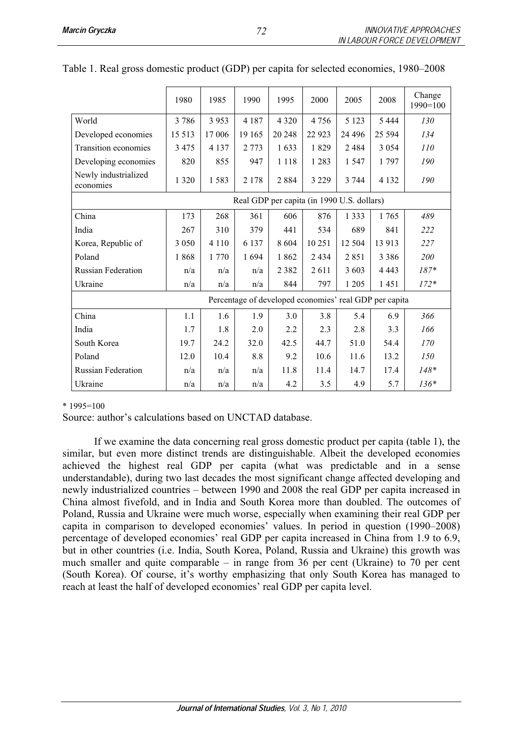Table 1. Real gross domestic product (GDP) per capita for selected economies, 1980–2008

| | 1980 | 1985 | 1990 | 1995 | 2000 | 2005 | 2008 | Change 1990=100 |
|---|---|---|---|---|---|---|---|---|
| World | 3 786 | 3 953 | 4 187 | 4 320 | 4 756 | 5 123 | 5 444 | *130* |
| Developed economies | 15 513 | 17 006 | 19 165 | 20 248 | 22 923 | 24 496 | 25 594 | *134* |
| Transition economies | 3 475 | 4 137 | 2 773 | 1 633 | 1 829 | 2 484 | 3 054 | *110* |
| Developing economies | 820 | 855 | 947 | 1 118 | 1 283 | 1 547 | 1 797 | *190* |
| Newly industrialized economies | 1 320 | 1 583 | 2 178 | 2 884 | 3 229 | 3 744 | 4 132 | *190* |
| Real GDP per capita (in 1990 U.S. dollars) | | | | | | | | |
| China | 173 | 268 | 361 | 606 | 876 | 1 333 | 1 765 | *489* |
| India | 267 | 310 | 379 | 441 | 534 | 689 | 841 | *222* |
| Korea, Republic of | 3 050 | 4 110 | 6 137 | 8 604 | 10 251 | 12 504 | 13 913 | *227* |
| Poland | 1 868 | 1 770 | 1 694 | 1 862 | 2 434 | 2 851 | 3 386 | *200* |
| Russian Federation | n/a | n/a | n/a | 2 382 | 2 611 | 3 603 | 4 443 | *187** |
| Ukraine | n/a | n/a | n/a | 844 | 797 | 1 205 | 1 451 | *172** |
| Percentage of developed economies' real GDP per capita | | | | | | | | |
| China | 1.1 | 1.6 | 1.9 | 3.0 | 3.8 | 5.4 | 6.9 | *366* |
| India | 1.7 | 1.8 | 2.0 | 2.2 | 2.3 | 2.8 | 3.3 | *166* |
| South Korea | 19.7 | 24.2 | 32.0 | 42.5 | 44.7 | 51.0 | 54.4 | *170* |
| Poland | 12.0 | 10.4 | 8.8 | 9.2 | 10.6 | 11.6 | 13.2 | *150* |
| Russian Federation | n/a | n/a | n/a | 11.8 | 11.4 | 14.7 | 17.4 | *148** |
| Ukraine | n/a | n/a | n/a | 4.2 | 3.5 | 4.9 | 5.7 | *136** |

\* 1995=100

Source: author's calculations based on UNCTAD database.

If we examine the data concerning real gross domestic product per capita (table 1), the similar, but even more distinct trends are distinguishable. Albeit the developed economies achieved the highest real GDP per capita (what was predictable and in a sense understandable), during two last decades the most significant change affected developing and newly industrialized countries – between 1990 and 2008 the real GDP per capita increased in China almost fivefold, and in India and South Korea more than doubled. The outcomes of Poland, Russia and Ukraine were much worse, especially when examining their real GDP per capita in comparison to developed economies' values. In period in question (1990–2008) percentage of developed economies' real GDP per capita increased in China from 1.9 to 6.9, but in other countries (i.e. India, South Korea, Poland, Russia and Ukraine) this growth was much smaller and quite comparable – in range from 36 per cent (Ukraine) to 70 per cent (South Korea). Of course, it's worthy emphasizing that only South Korea has managed to reach at least the half of developed economies' real GDP per capita level.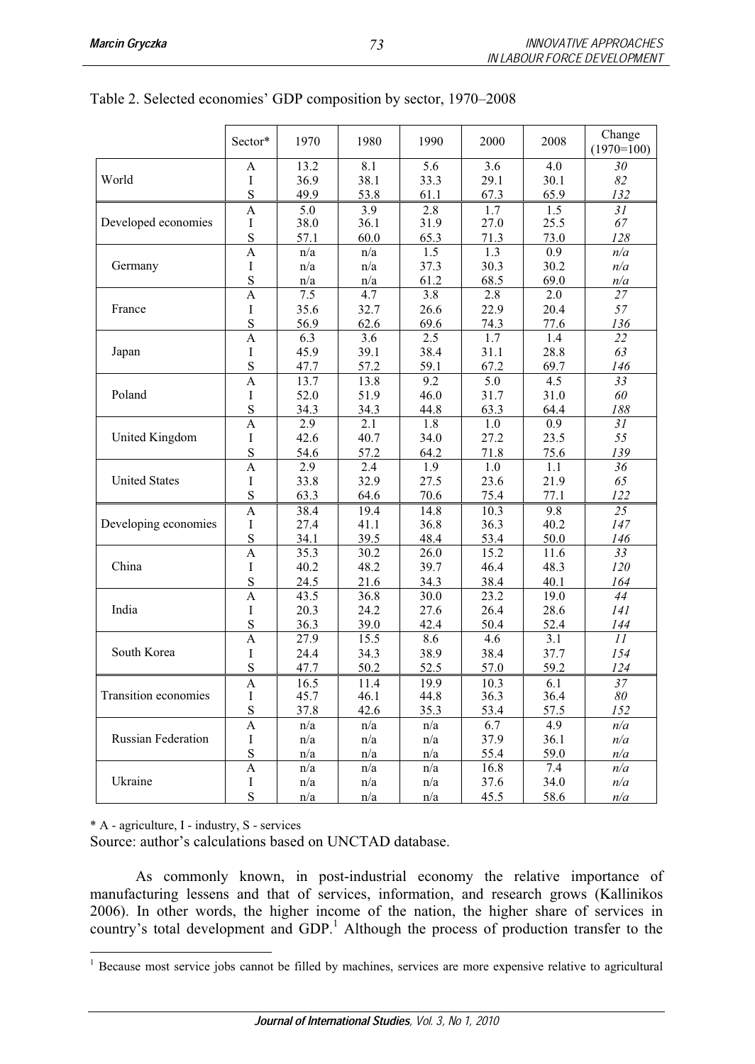Table 2. Selected economies' GDP composition by sector, 1970–2008

| | Sector* | 1970 | 1980 | 1990 | 2000 | 2008 | Change (1970=100) |
|---|---|---|---|---|---|---|---|
| World | A | 13.2 | 8.1 | 5.6 | 3.6 | 4.0 | *30* |
| | I | 36.9 | 38.1 | 33.3 | 29.1 | 30.1 | *82* |
| | S | 49.9 | 53.8 | 61.1 | 67.3 | 65.9 | *132* |
| Developed economies | A | 5.0 | 3.9 | 2.8 | 1.7 | 1.5 | *31* |
| | I | 38.0 | 36.1 | 31.9 | 27.0 | 25.5 | *67* |
| | S | 57.1 | 60.0 | 65.3 | 71.3 | 73.0 | *128* |
| Germany | A | n/a | n/a | 1.5 | 1.3 | 0.9 | *n/a* |
| | I | n/a | n/a | 37.3 | 30.3 | 30.2 | *n/a* |
| | S | n/a | n/a | 61.2 | 68.5 | 69.0 | *n/a* |
| France | A | 7.5 | 4.7 | 3.8 | 2.8 | 2.0 | *27* |
| | I | 35.6 | 32.7 | 26.6 | 22.9 | 20.4 | *57* |
| | S | 56.9 | 62.6 | 69.6 | 74.3 | 77.6 | *136* |
| Japan | A | 6.3 | 3.6 | 2.5 | 1.7 | 1.4 | *22* |
| | I | 45.9 | 39.1 | 38.4 | 31.1 | 28.8 | *63* |
| | S | 47.7 | 57.2 | 59.1 | 67.2 | 69.7 | *146* |
| Poland | A | 13.7 | 13.8 | 9.2 | 5.0 | 4.5 | *33* |
| | I | 52.0 | 51.9 | 46.0 | 31.7 | 31.0 | *60* |
| | S | 34.3 | 34.3 | 44.8 | 63.3 | 64.4 | *188* |
| United Kingdom | A | 2.9 | 2.1 | 1.8 | 1.0 | 0.9 | *31* |
| | I | 42.6 | 40.7 | 34.0 | 27.2 | 23.5 | *55* |
| | S | 54.6 | 57.2 | 64.2 | 71.8 | 75.6 | *139* |
| United States | A | 2.9 | 2.4 | 1.9 | 1.0 | 1.1 | *36* |
| | I | 33.8 | 32.9 | 27.5 | 23.6 | 21.9 | *65* |
| | S | 63.3 | 64.6 | 70.6 | 75.4 | 77.1 | *122* |
| Developing economies | A | 38.4 | 19.4 | 14.8 | 10.3 | 9.8 | *25* |
| | I | 27.4 | 41.1 | 36.8 | 36.3 | 40.2 | *147* |
| | S | 34.1 | 39.5 | 48.4 | 53.4 | 50.0 | *146* |
| China | A | 35.3 | 30.2 | 26.0 | 15.2 | 11.6 | *33* |
| | I | 40.2 | 48.2 | 39.7 | 46.4 | 48.3 | *120* |
| | S | 24.5 | 21.6 | 34.3 | 38.4 | 40.1 | *164* |
| India | A | 43.5 | 36.8 | 30.0 | 23.2 | 19.0 | *44* |
| | I | 20.3 | 24.2 | 27.6 | 26.4 | 28.6 | *141* |
| | S | 36.3 | 39.0 | 42.4 | 50.4 | 52.4 | *144* |
| South Korea | A | 27.9 | 15.5 | 8.6 | 4.6 | 3.1 | *11* |
| | I | 24.4 | 34.3 | 38.9 | 38.4 | 37.7 | *154* |
| | S | 47.7 | 50.2 | 52.5 | 57.0 | 59.2 | *124* |
| Transition economies | A | 16.5 | 11.4 | 19.9 | 10.3 | 6.1 | *37* |
| | I | 45.7 | 46.1 | 44.8 | 36.3 | 36.4 | *80* |
| | S | 37.8 | 42.6 | 35.3 | 53.4 | 57.5 | *152* |
| Russian Federation | A | n/a | n/a | n/a | 6.7 | 4.9 | *n/a* |
| | I | n/a | n/a | n/a | 37.9 | 36.1 | *n/a* |
| | S | n/a | n/a | n/a | 55.4 | 59.0 | *n/a* |
| Ukraine | A | n/a | n/a | n/a | 16.8 | 7.4 | *n/a* |
| | I | n/a | n/a | n/a | 37.6 | 34.0 | *n/a* |
| | S | n/a | n/a | n/a | 45.5 | 58.6 | *n/a* |

\* A - agriculture, I - industry, S - services

Source: author's calculations based on UNCTAD database.

As commonly known, in post-industrial economy the relative importance of manufacturing lessens and that of services, information, and research grows (Kallinikos 2006). In other words, the higher income of the nation, the higher share of services in country's total development and GDP.[1] Although the process of production transfer to the

[1] Because most service jobs cannot be filled by machines, services are more expensive relative to agricultural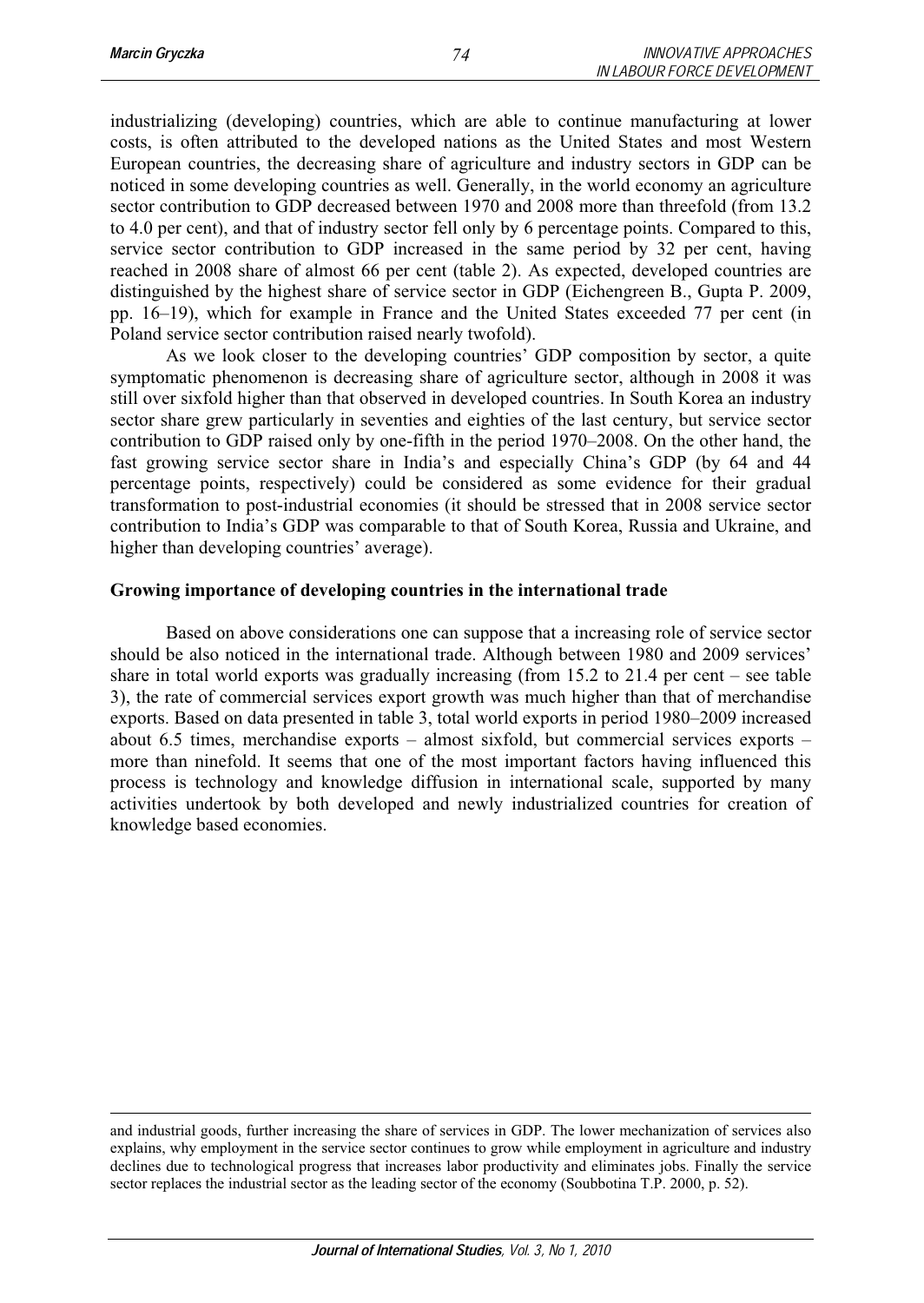industrializing (developing) countries, which are able to continue manufacturing at lower costs, is often attributed to the developed nations as the United States and most Western European countries, the decreasing share of agriculture and industry sectors in GDP can be noticed in some developing countries as well. Generally, in the world economy an agriculture sector contribution to GDP decreased between 1970 and 2008 more than threefold (from 13.2 to 4.0 per cent), and that of industry sector fell only by 6 percentage points. Compared to this, service sector contribution to GDP increased in the same period by 32 per cent, having reached in 2008 share of almost 66 per cent (table 2). As expected, developed countries are distinguished by the highest share of service sector in GDP (Eichengreen B., Gupta P. 2009, pp. 16–19), which for example in France and the United States exceeded 77 per cent (in Poland service sector contribution raised nearly twofold).

As we look closer to the developing countries' GDP composition by sector, a quite symptomatic phenomenon is decreasing share of agriculture sector, although in 2008 it was still over sixfold higher than that observed in developed countries. In South Korea an industry sector share grew particularly in seventies and eighties of the last century, but service sector contribution to GDP raised only by one-fifth in the period 1970–2008. On the other hand, the fast growing service sector share in India's and especially China's GDP (by 64 and 44 percentage points, respectively) could be considered as some evidence for their gradual transformation to post-industrial economies (it should be stressed that in 2008 service sector contribution to India's GDP was comparable to that of South Korea, Russia and Ukraine, and higher than developing countries' average).

## Growing importance of developing countries in the international trade

Based on above considerations one can suppose that a increasing role of service sector should be also noticed in the international trade. Although between 1980 and 2009 services' share in total world exports was gradually increasing (from 15.2 to 21.4 per cent – see table 3), the rate of commercial services export growth was much higher than that of merchandise exports. Based on data presented in table 3, total world exports in period 1980–2009 increased about 6.5 times, merchandise exports – almost sixfold, but commercial services exports – more than ninefold. It seems that one of the most important factors having influenced this process is technology and knowledge diffusion in international scale, supported by many activities undertook by both developed and newly industrialized countries for creation of knowledge based economies.

---

and industrial goods, further increasing the share of services in GDP. The lower mechanization of services also explains, why employment in the service sector continues to grow while employment in agriculture and industry declines due to technological progress that increases labor productivity and eliminates jobs. Finally the service sector replaces the industrial sector as the leading sector of the economy (Soubbotina T.P. 2000, p. 52).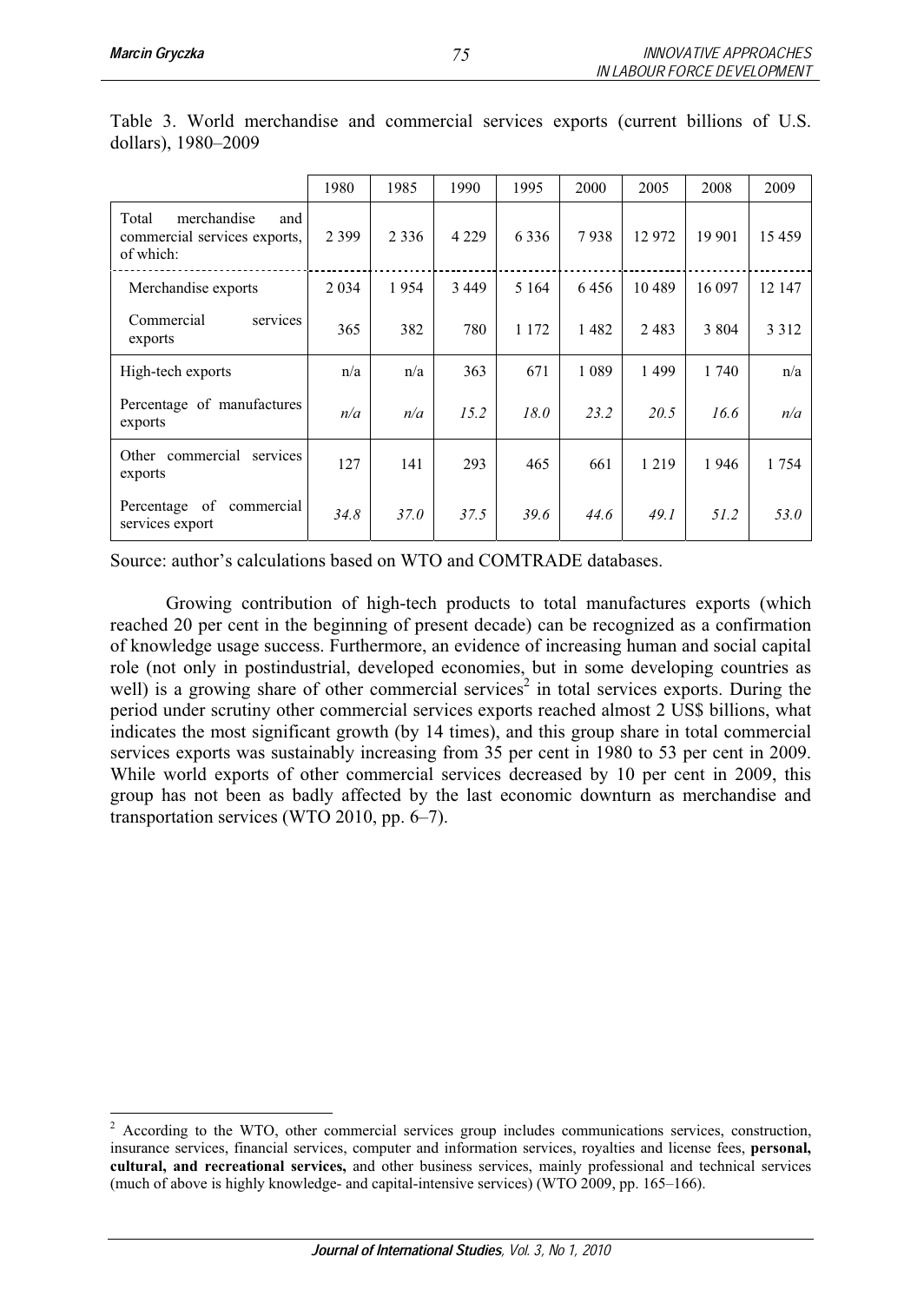Table 3. World merchandise and commercial services exports (current billions of U.S. dollars), 1980–2009

| | 1980 | 1985 | 1990 | 1995 | 2000 | 2005 | 2008 | 2009 |
|---|---|---|---|---|---|---|---|---|
| Total merchandise and commercial services exports, of which: | 2 399 | 2 336 | 4 229 | 6 336 | 7 938 | 12 972 | 19 901 | 15 459 |
| Merchandise exports | 2 034 | 1 954 | 3 449 | 5 164 | 6 456 | 10 489 | 16 097 | 12 147 |
| Commercial services exports | 365 | 382 | 780 | 1 172 | 1 482 | 2 483 | 3 804 | 3 312 |
| High-tech exports | n/a | n/a | 363 | 671 | 1 089 | 1 499 | 1 740 | n/a |
| Percentage of manufactures exports | *n/a* | *n/a* | *15.2* | *18.0* | *23.2* | *20.5* | *16.6* | *n/a* |
| Other commercial services exports | 127 | 141 | 293 | 465 | 661 | 1 219 | 1 946 | 1 754 |
| Percentage of commercial services export | *34.8* | *37.0* | *37.5* | *39.6* | *44.6* | *49.1* | *51.2* | *53.0* |

Source: author's calculations based on WTO and COMTRADE databases.

Growing contribution of high-tech products to total manufactures exports (which reached 20 per cent in the beginning of present decade) can be recognized as a confirmation of knowledge usage success. Furthermore, an evidence of increasing human and social capital role (not only in postindustrial, developed economies, but in some developing countries as well) is a growing share of other commercial services[2] in total services exports. During the period under scrutiny other commercial services exports reached almost 2 US$ billions, what indicates the most significant growth (by 14 times), and this group share in total commercial services exports was sustainably increasing from 35 per cent in 1980 to 53 per cent in 2009. While world exports of other commercial services decreased by 10 per cent in 2009, this group has not been as badly affected by the last economic downturn as merchandise and transportation services (WTO 2010, pp. 6–7).

[2] According to the WTO, other commercial services group includes communications services, construction, insurance services, financial services, computer and information services, royalties and license fees, **personal, cultural, and recreational services,** and other business services, mainly professional and technical services (much of above is highly knowledge- and capital-intensive services) (WTO 2009, pp. 165–166).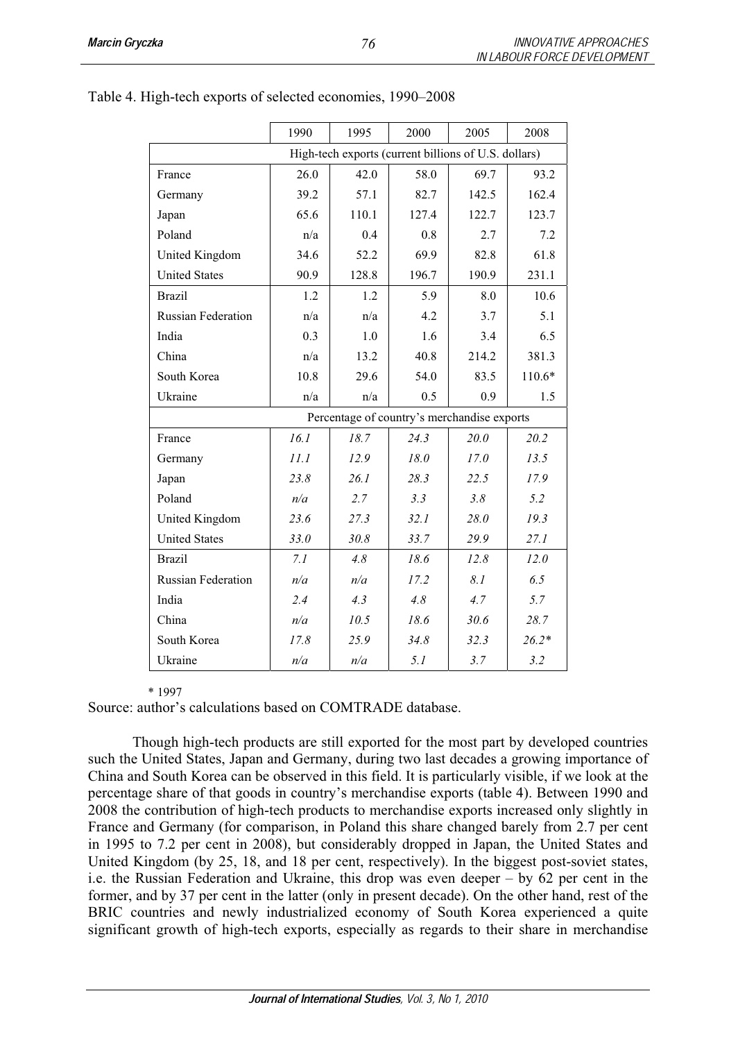Table 4. High-tech exports of selected economies, 1990–2008

| | 1990 | 1995 | 2000 | 2005 | 2008 |
|---|---|---|---|---|---|
| | High-tech exports (current billions of U.S. dollars) | | | | |
| France | 26.0 | 42.0 | 58.0 | 69.7 | 93.2 |
| Germany | 39.2 | 57.1 | 82.7 | 142.5 | 162.4 |
| Japan | 65.6 | 110.1 | 127.4 | 122.7 | 123.7 |
| Poland | n/a | 0.4 | 0.8 | 2.7 | 7.2 |
| United Kingdom | 34.6 | 52.2 | 69.9 | 82.8 | 61.8 |
| United States | 90.9 | 128.8 | 196.7 | 190.9 | 231.1 |
| Brazil | 1.2 | 1.2 | 5.9 | 8.0 | 10.6 |
| Russian Federation | n/a | n/a | 4.2 | 3.7 | 5.1 |
| India | 0.3 | 1.0 | 1.6 | 3.4 | 6.5 |
| China | n/a | 13.2 | 40.8 | 214.2 | 381.3 |
| South Korea | 10.8 | 29.6 | 54.0 | 83.5 | 110.6* |
| Ukraine | n/a | n/a | 0.5 | 0.9 | 1.5 |
| | Percentage of country's merchandise exports | | | | |
| France | *16.1* | *18.7* | *24.3* | *20.0* | *20.2* |
| Germany | *11.1* | *12.9* | *18.0* | *17.0* | *13.5* |
| Japan | *23.8* | *26.1* | *28.3* | *22.5* | *17.9* |
| Poland | *n/a* | *2.7* | *3.3* | *3.8* | *5.2* |
| United Kingdom | *23.6* | *27.3* | *32.1* | *28.0* | *19.3* |
| United States | *33.0* | *30.8* | *33.7* | *29.9* | *27.1* |
| Brazil | *7.1* | *4.8* | *18.6* | *12.8* | *12.0* |
| Russian Federation | *n/a* | *n/a* | *17.2* | *8.1* | *6.5* |
| India | *2.4* | *4.3* | *4.8* | *4.7* | *5.7* |
| China | *n/a* | *10.5* | *18.6* | *30.6* | *28.7* |
| South Korea | *17.8* | *25.9* | *34.8* | *32.3* | *26.2** |
| Ukraine | *n/a* | *n/a* | *5.1* | *3.7* | *3.2* |

\* 1997

Source: author's calculations based on COMTRADE database.

Though high-tech products are still exported for the most part by developed countries such the United States, Japan and Germany, during two last decades a growing importance of China and South Korea can be observed in this field. It is particularly visible, if we look at the percentage share of that goods in country's merchandise exports (table 4). Between 1990 and 2008 the contribution of high-tech products to merchandise exports increased only slightly in France and Germany (for comparison, in Poland this share changed barely from 2.7 per cent in 1995 to 7.2 per cent in 2008), but considerably dropped in Japan, the United States and United Kingdom (by 25, 18, and 18 per cent, respectively). In the biggest post-soviet states, i.e. the Russian Federation and Ukraine, this drop was even deeper – by 62 per cent in the former, and by 37 per cent in the latter (only in present decade). On the other hand, rest of the BRIC countries and newly industrialized economy of South Korea experienced a quite significant growth of high-tech exports, especially as regards to their share in merchandise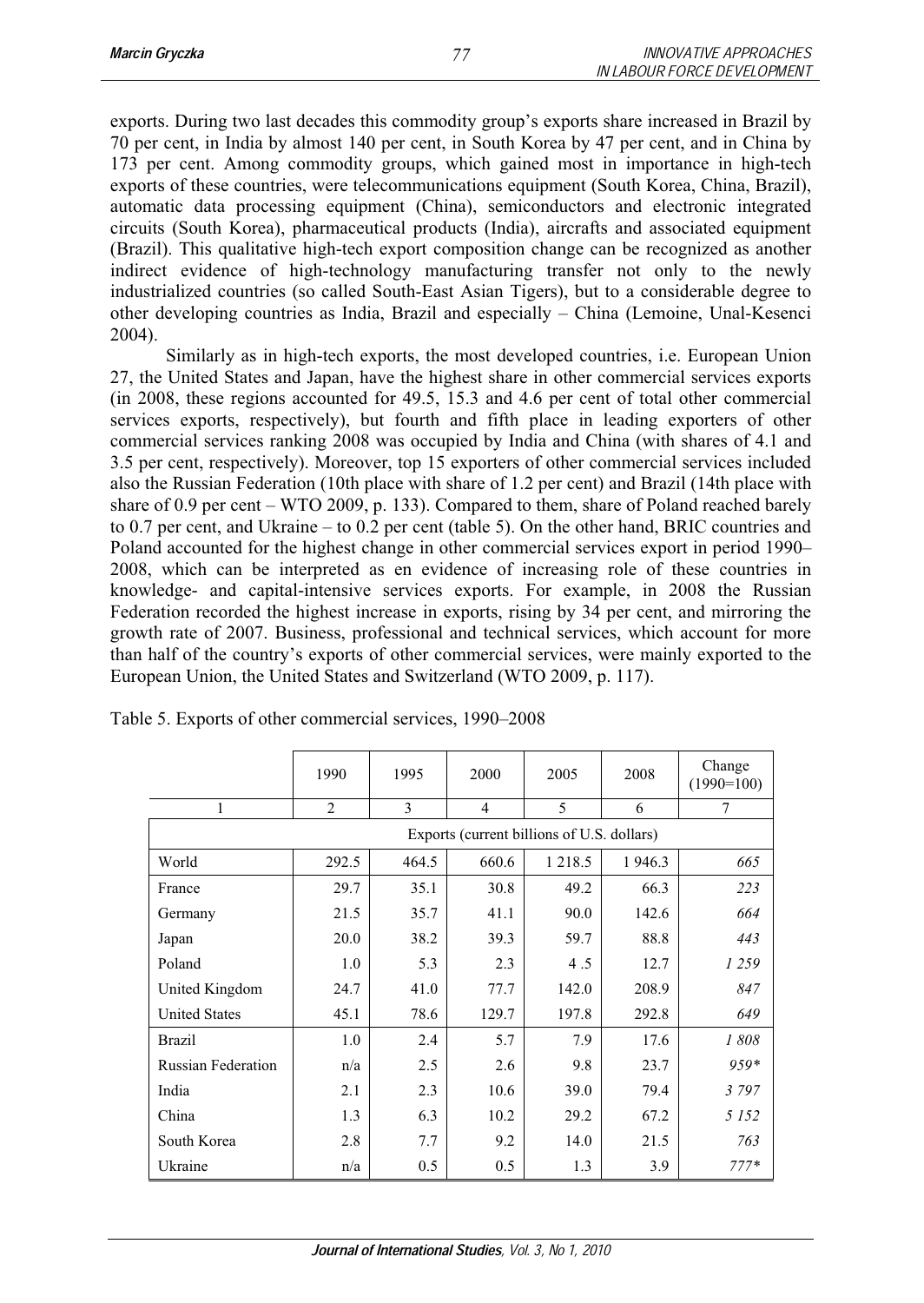exports. During two last decades this commodity group's exports share increased in Brazil by 70 per cent, in India by almost 140 per cent, in South Korea by 47 per cent, and in China by 173 per cent. Among commodity groups, which gained most in importance in high-tech exports of these countries, were telecommunications equipment (South Korea, China, Brazil), automatic data processing equipment (China), semiconductors and electronic integrated circuits (South Korea), pharmaceutical products (India), aircrafts and associated equipment (Brazil). This qualitative high-tech export composition change can be recognized as another indirect evidence of high-technology manufacturing transfer not only to the newly industrialized countries (so called South-East Asian Tigers), but to a considerable degree to other developing countries as India, Brazil and especially – China (Lemoine, Unal-Kesenci 2004).

Similarly as in high-tech exports, the most developed countries, i.e. European Union 27, the United States and Japan, have the highest share in other commercial services exports (in 2008, these regions accounted for 49.5, 15.3 and 4.6 per cent of total other commercial services exports, respectively), but fourth and fifth place in leading exporters of other commercial services ranking 2008 was occupied by India and China (with shares of 4.1 and 3.5 per cent, respectively). Moreover, top 15 exporters of other commercial services included also the Russian Federation (10th place with share of 1.2 per cent) and Brazil (14th place with share of 0.9 per cent – WTO 2009, p. 133). Compared to them, share of Poland reached barely to 0.7 per cent, and Ukraine – to 0.2 per cent (table 5). On the other hand, BRIC countries and Poland accounted for the highest change in other commercial services export in period 1990–2008, which can be interpreted as en evidence of increasing role of these countries in knowledge- and capital-intensive services exports. For example, in 2008 the Russian Federation recorded the highest increase in exports, rising by 34 per cent, and mirroring the growth rate of 2007. Business, professional and technical services, which account for more than half of the country's exports of other commercial services, were mainly exported to the European Union, the United States and Switzerland (WTO 2009, p. 117).

Table 5. Exports of other commercial services, 1990–2008

| | 1990 | 1995 | 2000 | 2005 | 2008 | Change (1990=100) |
|---|---|---|---|---|---|---|
| 1 | 2 | 3 | 4 | 5 | 6 | 7 |
| | Exports (current billions of U.S. dollars) | | | | | |
| World | 292.5 | 464.5 | 660.6 | 1 218.5 | 1 946.3 | *665* |
| France | 29.7 | 35.1 | 30.8 | 49.2 | 66.3 | *223* |
| Germany | 21.5 | 35.7 | 41.1 | 90.0 | 142.6 | *664* |
| Japan | 20.0 | 38.2 | 39.3 | 59.7 | 88.8 | *443* |
| Poland | 1.0 | 5.3 | 2.3 | 4 .5 | 12.7 | *1 259* |
| United Kingdom | 24.7 | 41.0 | 77.7 | 142.0 | 208.9 | *847* |
| United States | 45.1 | 78.6 | 129.7 | 197.8 | 292.8 | *649* |
| Brazil | 1.0 | 2.4 | 5.7 | 7.9 | 17.6 | *1 808* |
| Russian Federation | n/a | 2.5 | 2.6 | 9.8 | 23.7 | *959** |
| India | 2.1 | 2.3 | 10.6 | 39.0 | 79.4 | *3 797* |
| China | 1.3 | 6.3 | 10.2 | 29.2 | 67.2 | *5 152* |
| South Korea | 2.8 | 7.7 | 9.2 | 14.0 | 21.5 | *763* |
| Ukraine | n/a | 0.5 | 0.5 | 1.3 | 3.9 | *777** |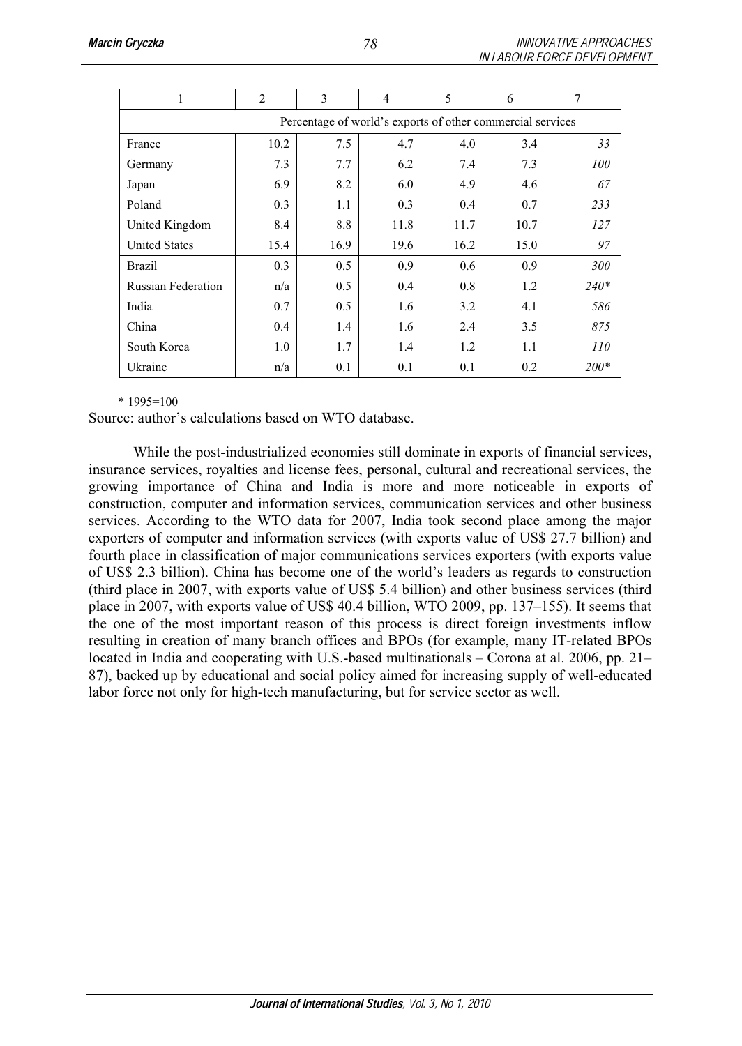| 1 | 2 | 3 | 4 | 5 | 6 | 7 |
|---|---|---|---|---|---|---|
| Percentage of world's exports of other commercial services | | | | | | |
| France | 10.2 | 7.5 | 4.7 | 4.0 | 3.4 | *33* |
| Germany | 7.3 | 7.7 | 6.2 | 7.4 | 7.3 | *100* |
| Japan | 6.9 | 8.2 | 6.0 | 4.9 | 4.6 | *67* |
| Poland | 0.3 | 1.1 | 0.3 | 0.4 | 0.7 | *233* |
| United Kingdom | 8.4 | 8.8 | 11.8 | 11.7 | 10.7 | *127* |
| United States | 15.4 | 16.9 | 19.6 | 16.2 | 15.0 | *97* |
| Brazil | 0.3 | 0.5 | 0.9 | 0.6 | 0.9 | *300* |
| Russian Federation | n/a | 0.5 | 0.4 | 0.8 | 1.2 | *240** |
| India | 0.7 | 0.5 | 1.6 | 3.2 | 4.1 | *586* |
| China | 0.4 | 1.4 | 1.6 | 2.4 | 3.5 | *875* |
| South Korea | 1.0 | 1.7 | 1.4 | 1.2 | 1.1 | *110* |
| Ukraine | n/a | 0.1 | 0.1 | 0.1 | 0.2 | *200** |

\* 1995=100

Source: author's calculations based on WTO database.

While the post-industrialized economies still dominate in exports of financial services, insurance services, royalties and license fees, personal, cultural and recreational services, the growing importance of China and India is more and more noticeable in exports of construction, computer and information services, communication services and other business services. According to the WTO data for 2007, India took second place among the major exporters of computer and information services (with exports value of US$ 27.7 billion) and fourth place in classification of major communications services exporters (with exports value of US$ 2.3 billion). China has become one of the world's leaders as regards to construction (third place in 2007, with exports value of US$ 5.4 billion) and other business services (third place in 2007, with exports value of US$ 40.4 billion, WTO 2009, pp. 137–155). It seems that the one of the most important reason of this process is direct foreign investments inflow resulting in creation of many branch offices and BPOs (for example, many IT-related BPOs located in India and cooperating with U.S.-based multinationals – Corona at al. 2006, pp. 21–87), backed up by educational and social policy aimed for increasing supply of well-educated labor force not only for high-tech manufacturing, but for service sector as well.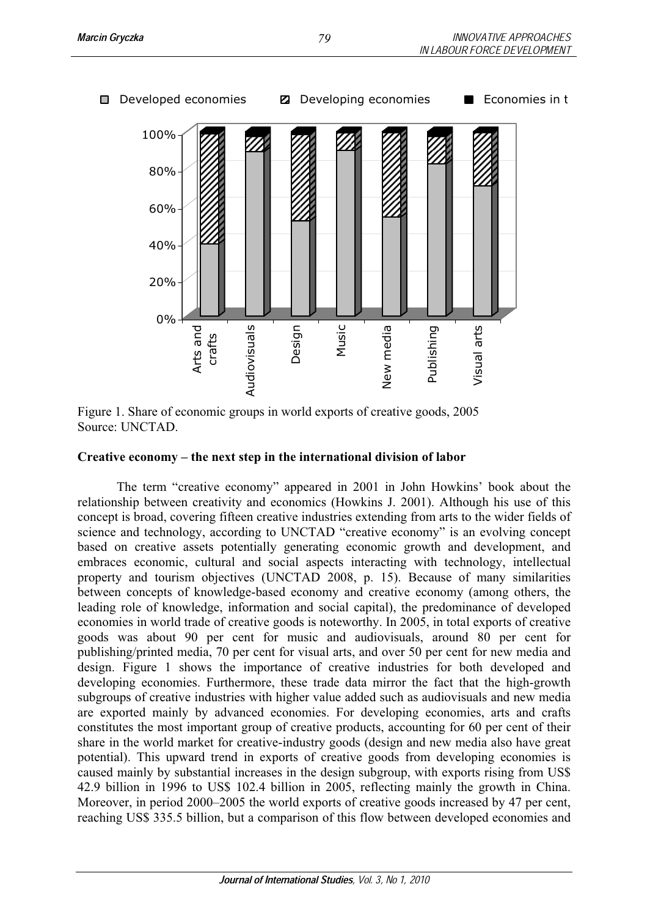Figure 1. Share of economic groups in world exports of creative goods, 2005
Source: UNCTAD.

**Creative economy – the next step in the international division of labor**

The term "creative economy" appeared in 2001 in John Howkins' book about the relationship between creativity and economics (Howkins J. 2001). Although his use of this concept is broad, covering fifteen creative industries extending from arts to the wider fields of science and technology, according to UNCTAD "creative economy" is an evolving concept based on creative assets potentially generating economic growth and development, and embraces economic, cultural and social aspects interacting with technology, intellectual property and tourism objectives (UNCTAD 2008, p. 15). Because of many similarities between concepts of knowledge-based economy and creative economy (among others, the leading role of knowledge, information and social capital), the predominance of developed economies in world trade of creative goods is noteworthy. In 2005, in total exports of creative goods was about 90 per cent for music and audiovisuals, around 80 per cent for publishing/printed media, 70 per cent for visual arts, and over 50 per cent for new media and design. Figure 1 shows the importance of creative industries for both developed and developing economies. Furthermore, these trade data mirror the fact that the high-growth subgroups of creative industries with higher value added such as audiovisuals and new media are exported mainly by advanced economies. For developing economies, arts and crafts constitutes the most important group of creative products, accounting for 60 per cent of their share in the world market for creative-industry goods (design and new media also have great potential). This upward trend in exports of creative goods from developing economies is caused mainly by substantial increases in the design subgroup, with exports rising from US$ 42.9 billion in 1996 to US$ 102.4 billion in 2005, reflecting mainly the growth in China. Moreover, in period 2000–2005 the world exports of creative goods increased by 47 per cent, reaching US$ 335.5 billion, but a comparison of this flow between developed economies and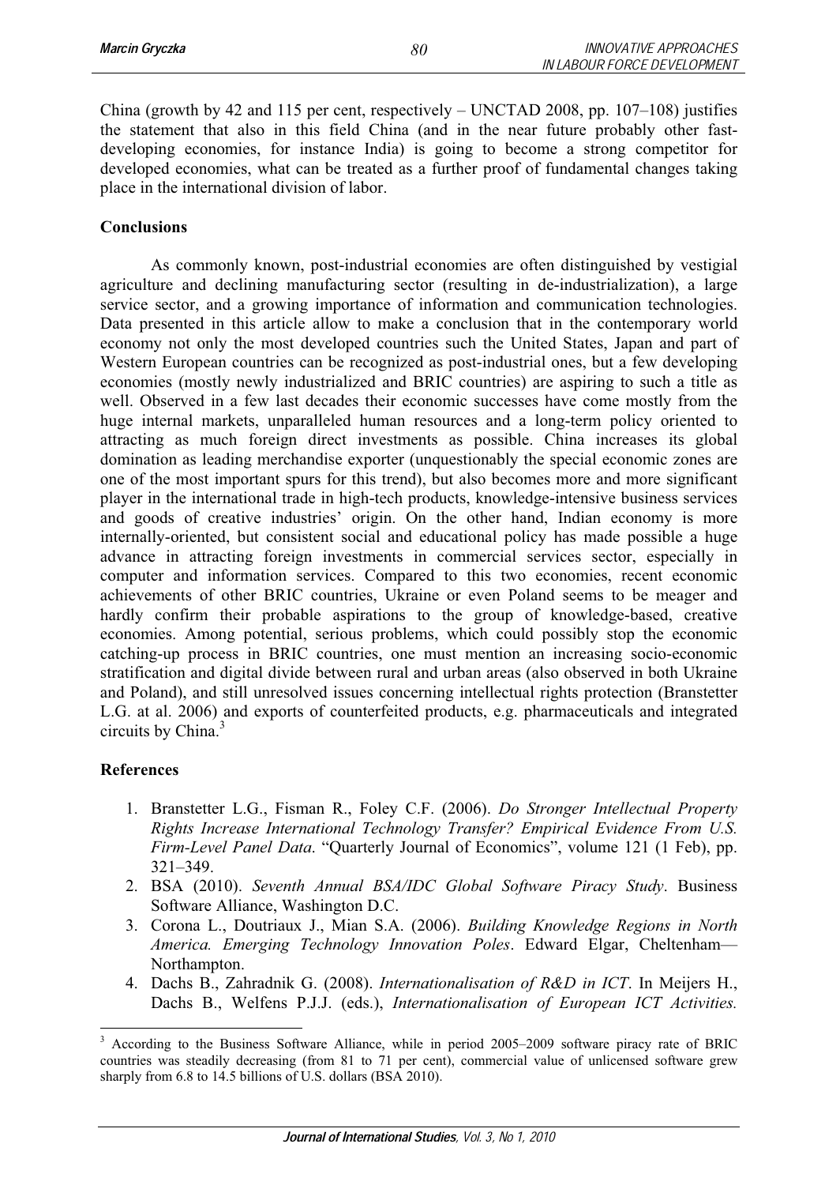China (growth by 42 and 115 per cent, respectively – UNCTAD 2008, pp. 107–108) justifies the statement that also in this field China (and in the near future probably other fast-developing economies, for instance India) is going to become a strong competitor for developed economies, what can be treated as a further proof of fundamental changes taking place in the international division of labor.

## Conclusions

As commonly known, post-industrial economies are often distinguished by vestigial agriculture and declining manufacturing sector (resulting in de-industrialization), a large service sector, and a growing importance of information and communication technologies. Data presented in this article allow to make a conclusion that in the contemporary world economy not only the most developed countries such the United States, Japan and part of Western European countries can be recognized as post-industrial ones, but a few developing economies (mostly newly industrialized and BRIC countries) are aspiring to such a title as well. Observed in a few last decades their economic successes have come mostly from the huge internal markets, unparalleled human resources and a long-term policy oriented to attracting as much foreign direct investments as possible. China increases its global domination as leading merchandise exporter (unquestionably the special economic zones are one of the most important spurs for this trend), but also becomes more and more significant player in the international trade in high-tech products, knowledge-intensive business services and goods of creative industries' origin. On the other hand, Indian economy is more internally-oriented, but consistent social and educational policy has made possible a huge advance in attracting foreign investments in commercial services sector, especially in computer and information services. Compared to this two economies, recent economic achievements of other BRIC countries, Ukraine or even Poland seems to be meager and hardly confirm their probable aspirations to the group of knowledge-based, creative economies. Among potential, serious problems, which could possibly stop the economic catching-up process in BRIC countries, one must mention an increasing socio-economic stratification and digital divide between rural and urban areas (also observed in both Ukraine and Poland), and still unresolved issues concerning intellectual rights protection (Branstetter L.G. at al. 2006) and exports of counterfeited products, e.g. pharmaceuticals and integrated circuits by China.[3]

## References

1. Branstetter L.G., Fisman R., Foley C.F. (2006). *Do Stronger Intellectual Property Rights Increase International Technology Transfer? Empirical Evidence From U.S. Firm-Level Panel Data*. "Quarterly Journal of Economics", volume 121 (1 Feb), pp. 321–349.
2. BSA (2010). *Seventh Annual BSA/IDC Global Software Piracy Study*. Business Software Alliance, Washington D.C.
3. Corona L., Doutriaux J., Mian S.A. (2006). *Building Knowledge Regions in North America. Emerging Technology Innovation Poles*. Edward Elgar, Cheltenham—Northampton.
4. Dachs B., Zahradnik G. (2008). *Internationalisation of R&D in ICT*. In Meijers H., Dachs B., Welfens P.J.J. (eds.), *Internationalisation of European ICT Activities.*

[3] According to the Business Software Alliance, while in period 2005–2009 software piracy rate of BRIC countries was steadily decreasing (from 81 to 71 per cent), commercial value of unlicensed software grew sharply from 6.8 to 14.5 billions of U.S. dollars (BSA 2010).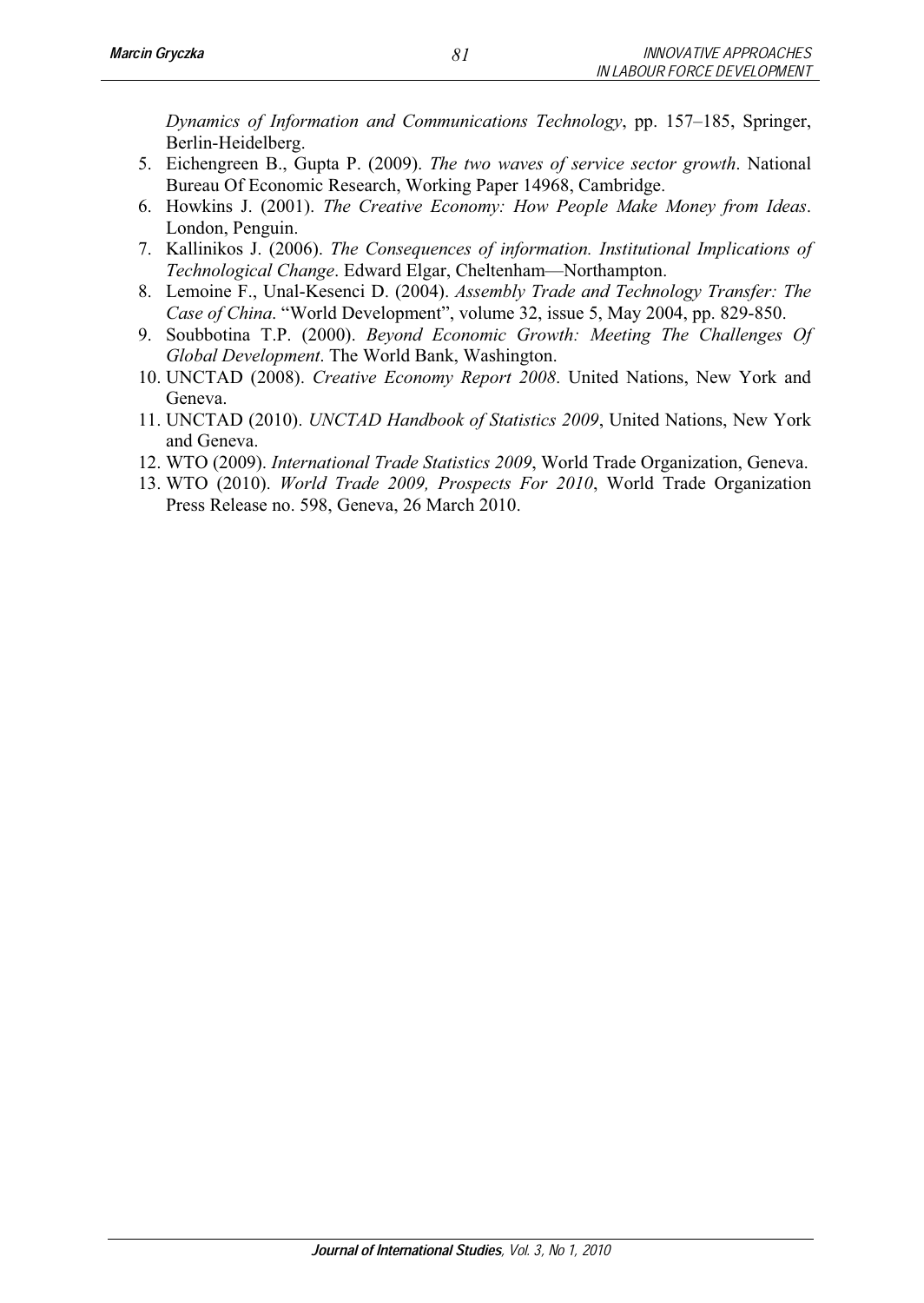*Dynamics of Information and Communications Technology*, pp. 157–185, Springer, Berlin-Heidelberg.

5. Eichengreen B., Gupta P. (2009). *The two waves of service sector growth*. National Bureau Of Economic Research, Working Paper 14968, Cambridge.
6. Howkins J. (2001). *The Creative Economy: How People Make Money from Ideas*. London, Penguin.
7. Kallinikos J. (2006). *The Consequences of information. Institutional Implications of Technological Change*. Edward Elgar, Cheltenham—Northampton.
8. Lemoine F., Unal-Kesenci D. (2004). *Assembly Trade and Technology Transfer: The Case of China*. "World Development", volume 32, issue 5, May 2004, pp. 829-850.
9. Soubbotina T.P. (2000). *Beyond Economic Growth: Meeting The Challenges Of Global Development*. The World Bank, Washington.
10. UNCTAD (2008). *Creative Economy Report 2008*. United Nations, New York and Geneva.
11. UNCTAD (2010). *UNCTAD Handbook of Statistics 2009*, United Nations, New York and Geneva.
12. WTO (2009). *International Trade Statistics 2009*, World Trade Organization, Geneva.
13. WTO (2010). *World Trade 2009, Prospects For 2010*, World Trade Organization Press Release no. 598, Geneva, 26 March 2010.